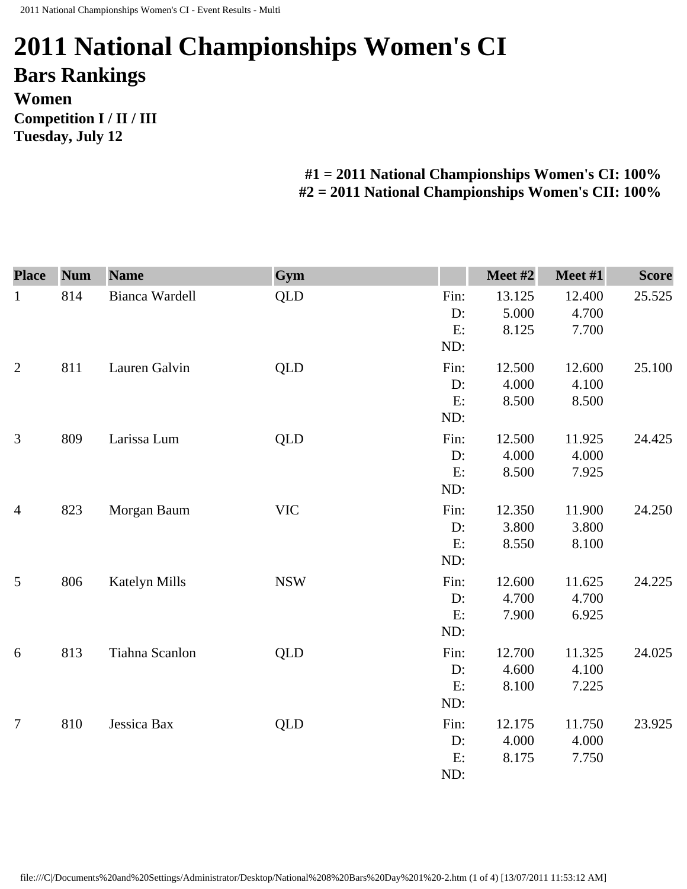# 2011 National Championships Women's CI

## Bars Rankings

### Women

**Competition I / II / III**
**Tuesday, July 12**

**#1 = 2011 National Championships Women's CI: 100%**
**#2 = 2011 National Championships Women's CII: 100%**

| Place | Num | Name | Gym | | Meet #2 | Meet #1 | Score |
|---|---|---|---|---|---|---|---|
| 1 | 814 | Bianca Wardell | QLD | Fin: | 13.125 | 12.400 | 25.525 |
| | | | | D: | 5.000 | 4.700 | |
| | | | | E: | 8.125 | 7.700 | |
| | | | | ND: | | | |
| 2 | 811 | Lauren Galvin | QLD | Fin: | 12.500 | 12.600 | 25.100 |
| | | | | D: | 4.000 | 4.100 | |
| | | | | E: | 8.500 | 8.500 | |
| | | | | ND: | | | |
| 3 | 809 | Larissa Lum | QLD | Fin: | 12.500 | 11.925 | 24.425 |
| | | | | D: | 4.000 | 4.000 | |
| | | | | E: | 8.500 | 7.925 | |
| | | | | ND: | | | |
| 4 | 823 | Morgan Baum | VIC | Fin: | 12.350 | 11.900 | 24.250 |
| | | | | D: | 3.800 | 3.800 | |
| | | | | E: | 8.550 | 8.100 | |
| | | | | ND: | | | |
| 5 | 806 | Katelyn Mills | NSW | Fin: | 12.600 | 11.625 | 24.225 |
| | | | | D: | 4.700 | 4.700 | |
| | | | | E: | 7.900 | 6.925 | |
| | | | | ND: | | | |
| 6 | 813 | Tiahna Scanlon | QLD | Fin: | 12.700 | 11.325 | 24.025 |
| | | | | D: | 4.600 | 4.100 | |
| | | | | E: | 8.100 | 7.225 | |
| | | | | ND: | | | |
| 7 | 810 | Jessica Bax | QLD | Fin: | 12.175 | 11.750 | 23.925 |
| | | | | D: | 4.000 | 4.000 | |
| | | | | E: | 8.175 | 7.750 | |
| | | | | ND: | | | |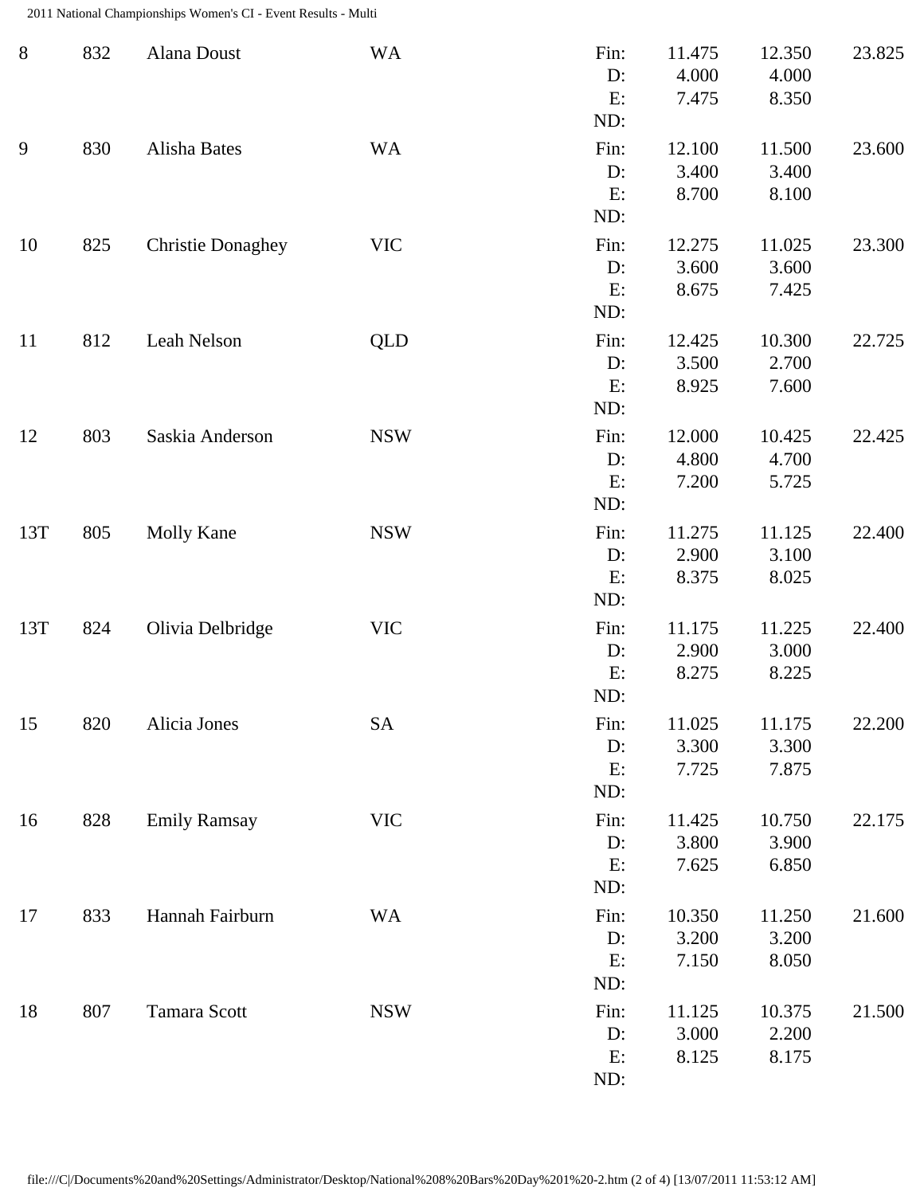| Rank | No. | Name | State | | Score 1 | Score 2 | Total |
|---|---|---|---|---|---|---|---|
| 8 | 832 | Alana Doust | WA | Fin: | 11.475 | 12.350 | 23.825 |
| | | | | D: | 4.000 | 4.000 | |
| | | | | E: | 7.475 | 8.350 | |
| | | | | ND: | | | |
| 9 | 830 | Alisha Bates | WA | Fin: | 12.100 | 11.500 | 23.600 |
| | | | | D: | 3.400 | 3.400 | |
| | | | | E: | 8.700 | 8.100 | |
| | | | | ND: | | | |
| 10 | 825 | Christie Donaghey | VIC | Fin: | 12.275 | 11.025 | 23.300 |
| | | | | D: | 3.600 | 3.600 | |
| | | | | E: | 8.675 | 7.425 | |
| | | | | ND: | | | |
| 11 | 812 | Leah Nelson | QLD | Fin: | 12.425 | 10.300 | 22.725 |
| | | | | D: | 3.500 | 2.700 | |
| | | | | E: | 8.925 | 7.600 | |
| | | | | ND: | | | |
| 12 | 803 | Saskia Anderson | NSW | Fin: | 12.000 | 10.425 | 22.425 |
| | | | | D: | 4.800 | 4.700 | |
| | | | | E: | 7.200 | 5.725 | |
| | | | | ND: | | | |
| 13T | 805 | Molly Kane | NSW | Fin: | 11.275 | 11.125 | 22.400 |
| | | | | D: | 2.900 | 3.100 | |
| | | | | E: | 8.375 | 8.025 | |
| | | | | ND: | | | |
| 13T | 824 | Olivia Delbridge | VIC | Fin: | 11.175 | 11.225 | 22.400 |
| | | | | D: | 2.900 | 3.000 | |
| | | | | E: | 8.275 | 8.225 | |
| | | | | ND: | | | |
| 15 | 820 | Alicia Jones | SA | Fin: | 11.025 | 11.175 | 22.200 |
| | | | | D: | 3.300 | 3.300 | |
| | | | | E: | 7.725 | 7.875 | |
| | | | | ND: | | | |
| 16 | 828 | Emily Ramsay | VIC | Fin: | 11.425 | 10.750 | 22.175 |
| | | | | D: | 3.800 | 3.900 | |
| | | | | E: | 7.625 | 6.850 | |
| | | | | ND: | | | |
| 17 | 833 | Hannah Fairburn | WA | Fin: | 10.350 | 11.250 | 21.600 |
| | | | | D: | 3.200 | 3.200 | |
| | | | | E: | 7.150 | 8.050 | |
| | | | | ND: | | | |
| 18 | 807 | Tamara Scott | NSW | Fin: | 11.125 | 10.375 | 21.500 |
| | | | | D: | 3.000 | 2.200 | |
| | | | | E: | 8.125 | 8.175 | |
| | | | | ND: | | | |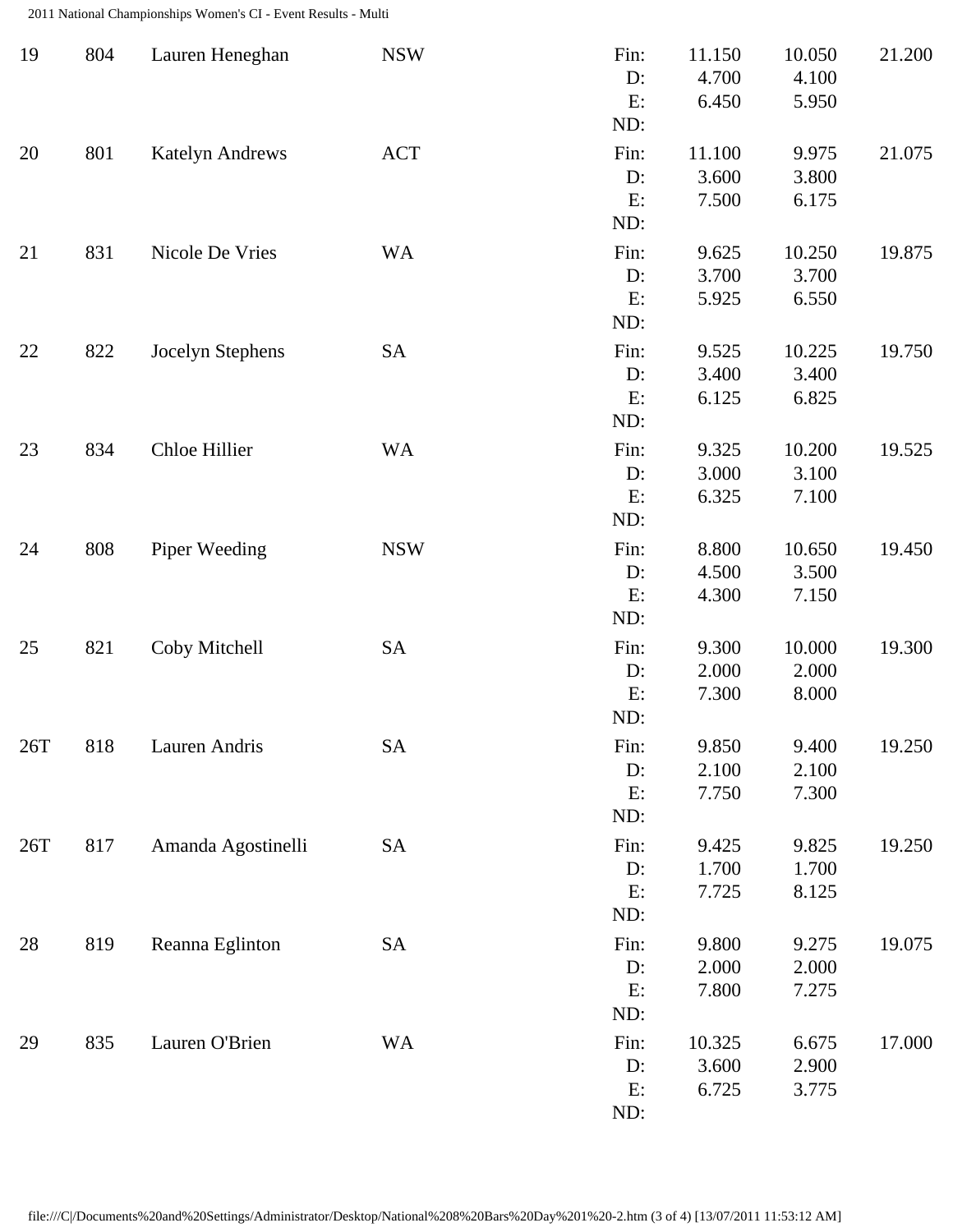| Rank | No. | Name | State | | | | Total |
|---|---|---|---|---|---|---|---|
| 19 | 804 | Lauren Heneghan | NSW | Fin: | 11.150 | 10.050 | 21.200 |
| | | | | D: | 4.700 | 4.100 | |
| | | | | E: | 6.450 | 5.950 | |
| | | | | ND: | | | |
| 20 | 801 | Katelyn Andrews | ACT | Fin: | 11.100 | 9.975 | 21.075 |
| | | | | D: | 3.600 | 3.800 | |
| | | | | E: | 7.500 | 6.175 | |
| | | | | ND: | | | |
| 21 | 831 | Nicole De Vries | WA | Fin: | 9.625 | 10.250 | 19.875 |
| | | | | D: | 3.700 | 3.700 | |
| | | | | E: | 5.925 | 6.550 | |
| | | | | ND: | | | |
| 22 | 822 | Jocelyn Stephens | SA | Fin: | 9.525 | 10.225 | 19.750 |
| | | | | D: | 3.400 | 3.400 | |
| | | | | E: | 6.125 | 6.825 | |
| | | | | ND: | | | |
| 23 | 834 | Chloe Hillier | WA | Fin: | 9.325 | 10.200 | 19.525 |
| | | | | D: | 3.000 | 3.100 | |
| | | | | E: | 6.325 | 7.100 | |
| | | | | ND: | | | |
| 24 | 808 | Piper Weeding | NSW | Fin: | 8.800 | 10.650 | 19.450 |
| | | | | D: | 4.500 | 3.500 | |
| | | | | E: | 4.300 | 7.150 | |
| | | | | ND: | | | |
| 25 | 821 | Coby Mitchell | SA | Fin: | 9.300 | 10.000 | 19.300 |
| | | | | D: | 2.000 | 2.000 | |
| | | | | E: | 7.300 | 8.000 | |
| | | | | ND: | | | |
| 26T | 818 | Lauren Andris | SA | Fin: | 9.850 | 9.400 | 19.250 |
| | | | | D: | 2.100 | 2.100 | |
| | | | | E: | 7.750 | 7.300 | |
| | | | | ND: | | | |
| 26T | 817 | Amanda Agostinelli | SA | Fin: | 9.425 | 9.825 | 19.250 |
| | | | | D: | 1.700 | 1.700 | |
| | | | | E: | 7.725 | 8.125 | |
| | | | | ND: | | | |
| 28 | 819 | Reanna Eglinton | SA | Fin: | 9.800 | 9.275 | 19.075 |
| | | | | D: | 2.000 | 2.000 | |
| | | | | E: | 7.800 | 7.275 | |
| | | | | ND: | | | |
| 29 | 835 | Lauren O'Brien | WA | Fin: | 10.325 | 6.675 | 17.000 |
| | | | | D: | 3.600 | 2.900 | |
| | | | | E: | 6.725 | 3.775 | |
| | | | | ND: | | | |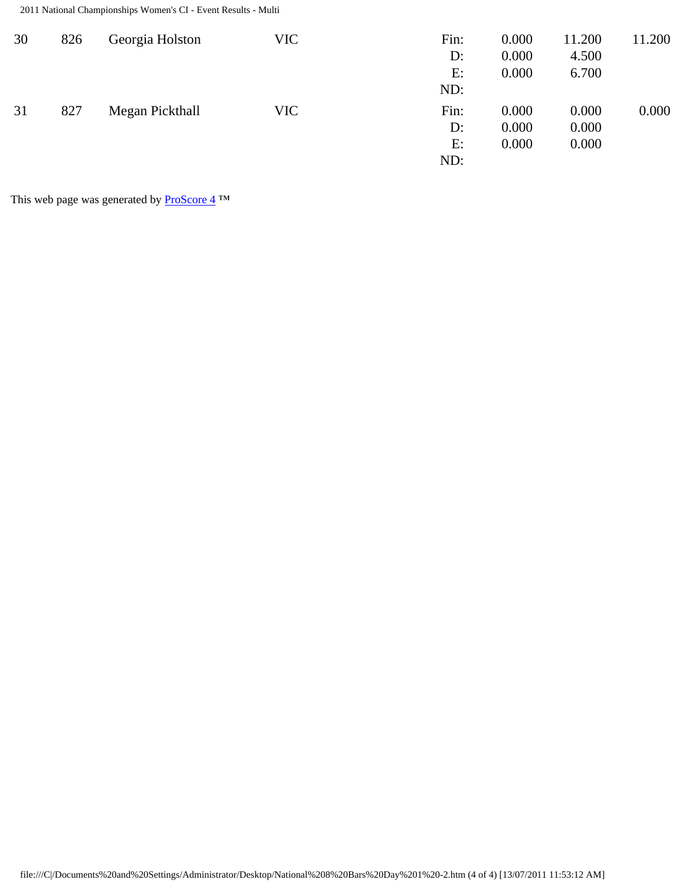| | | | | | | | |
|---|---|---|---|---|---|---|---|
| 30 | 826 | Georgia Holston | VIC | Fin: | 0.000 | 11.200 | 11.200 |
| | | | | D: | 0.000 | 4.500 | |
| | | | | E: | 0.000 | 6.700 | |
| | | | | ND: | | | |
| 31 | 827 | Megan Pickthall | VIC | Fin: | 0.000 | 0.000 | 0.000 |
| | | | | D: | 0.000 | 0.000 | |
| | | | | E: | 0.000 | 0.000 | |
| | | | | ND: | | | |

This web page was generated by ProScore 4 ™